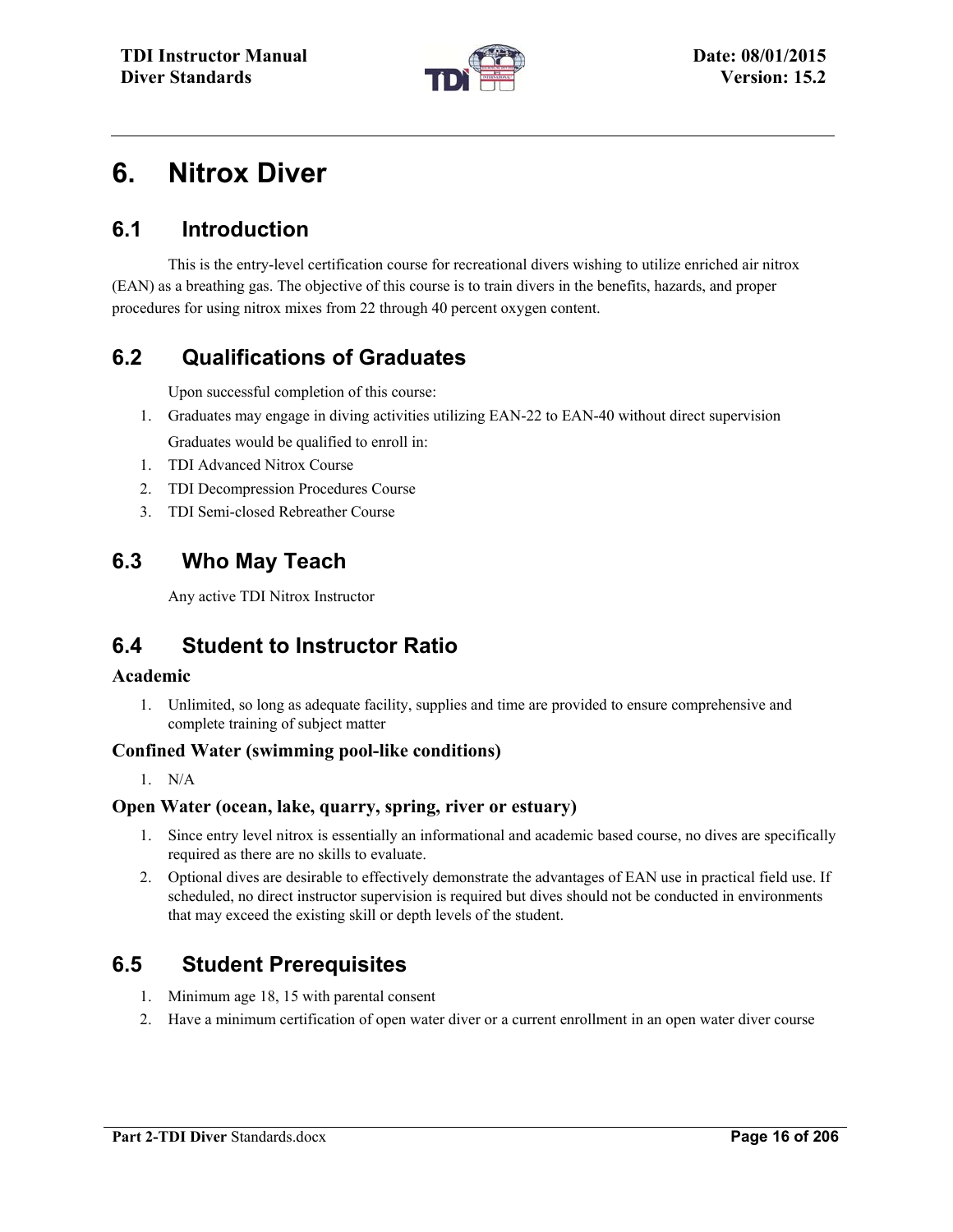# 6. Nitrox Diver

## 6.1 Introduction

This is the entry-level certification course for recreational divers wishing to utilize enriched air nitrox (EAN) as a breathing gas. The objective of this course is to train divers in the benefits, hazards, and proper procedures for using nitrox mixes from 22 through 40 percent oxygen content.

## 6.2 Qualifications of Graduates

Upon successful completion of this course:

1. Graduates may engage in diving activities utilizing EAN-22 to EAN-40 without direct supervision

Graduates would be qualified to enroll in:

1. TDI Advanced Nitrox Course
2. TDI Decompression Procedures Course
3. TDI Semi-closed Rebreather Course

## 6.3 Who May Teach

Any active TDI Nitrox Instructor

## 6.4 Student to Instructor Ratio

### Academic

1. Unlimited, so long as adequate facility, supplies and time are provided to ensure comprehensive and complete training of subject matter

### Confined Water (swimming pool-like conditions)

1. N/A

### Open Water (ocean, lake, quarry, spring, river or estuary)

1. Since entry level nitrox is essentially an informational and academic based course, no dives are specifically required as there are no skills to evaluate.
2. Optional dives are desirable to effectively demonstrate the advantages of EAN use in practical field use. If scheduled, no direct instructor supervision is required but dives should not be conducted in environments that may exceed the existing skill or depth levels of the student.

## 6.5 Student Prerequisites

1. Minimum age 18, 15 with parental consent
2. Have a minimum certification of open water diver or a current enrollment in an open water diver course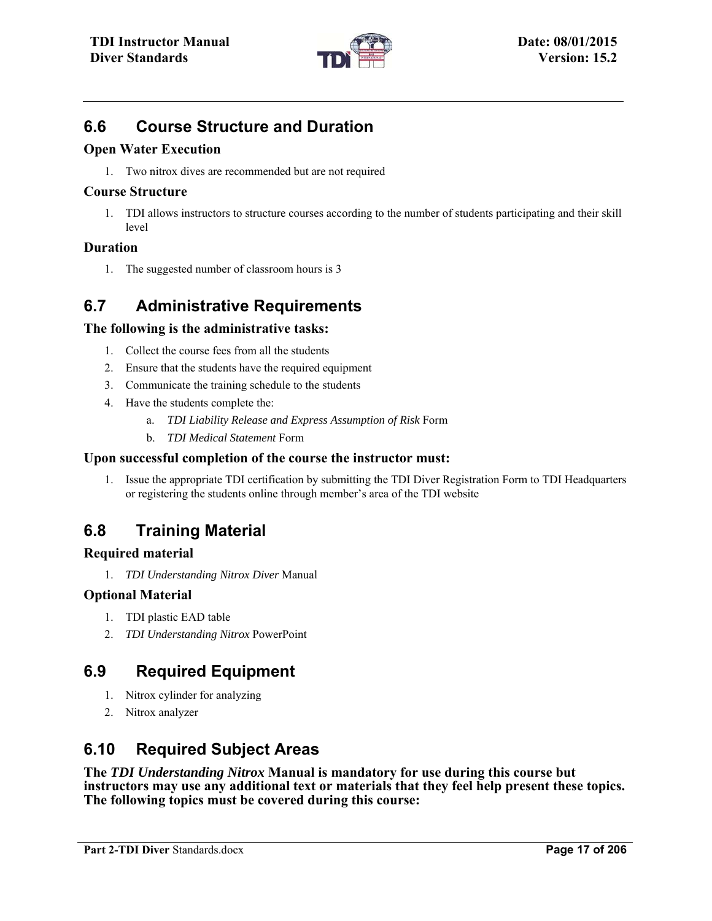## 6.6 Course Structure and Duration

### Open Water Execution

1. Two nitrox dives are recommended but are not required

### Course Structure

1. TDI allows instructors to structure courses according to the number of students participating and their skill level

### Duration

1. The suggested number of classroom hours is 3

## 6.7 Administrative Requirements

### The following is the administrative tasks:

1. Collect the course fees from all the students
2. Ensure that the students have the required equipment
3. Communicate the training schedule to the students
4. Have the students complete the:
   a. *TDI Liability Release and Express Assumption of Risk* Form
   b. *TDI Medical Statement* Form

### Upon successful completion of the course the instructor must:

1. Issue the appropriate TDI certification by submitting the TDI Diver Registration Form to TDI Headquarters or registering the students online through member's area of the TDI website

## 6.8 Training Material

### Required material

1. *TDI Understanding Nitrox Diver* Manual

### Optional Material

1. TDI plastic EAD table
2. *TDI Understanding Nitrox* PowerPoint

## 6.9 Required Equipment

1. Nitrox cylinder for analyzing
2. Nitrox analyzer

## 6.10 Required Subject Areas

**The *TDI Understanding Nitrox* Manual is mandatory for use during this course but instructors may use any additional text or materials that they feel help present these topics. The following topics must be covered during this course:**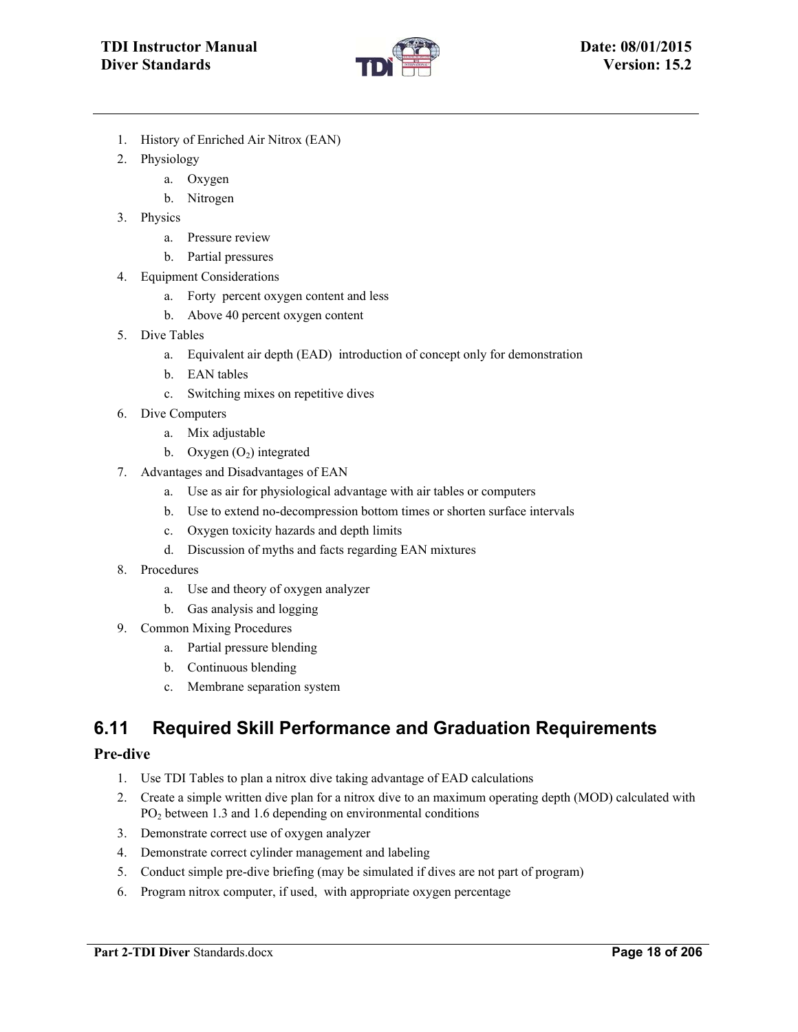1. History of Enriched Air Nitrox (EAN)
2. Physiology
    a. Oxygen
    b. Nitrogen
3. Physics
    a. Pressure review
    b. Partial pressures
4. Equipment Considerations
    a. Forty percent oxygen content and less
    b. Above 40 percent oxygen content
5. Dive Tables
    a. Equivalent air depth (EAD) introduction of concept only for demonstration
    b. EAN tables
    c. Switching mixes on repetitive dives
6. Dive Computers
    a. Mix adjustable
    b. Oxygen ($O_2$) integrated
7. Advantages and Disadvantages of EAN
    a. Use as air for physiological advantage with air tables or computers
    b. Use to extend no-decompression bottom times or shorten surface intervals
    c. Oxygen toxicity hazards and depth limits
    d. Discussion of myths and facts regarding EAN mixtures
8. Procedures
    a. Use and theory of oxygen analyzer
    b. Gas analysis and logging
9. Common Mixing Procedures
    a. Partial pressure blending
    b. Continuous blending
    c. Membrane separation system

## 6.11 Required Skill Performance and Graduation Requirements

### Pre-dive

1. Use TDI Tables to plan a nitrox dive taking advantage of EAD calculations
2. Create a simple written dive plan for a nitrox dive to an maximum operating depth (MOD) calculated with $PO_2$ between 1.3 and 1.6 depending on environmental conditions
3. Demonstrate correct use of oxygen analyzer
4. Demonstrate correct cylinder management and labeling
5. Conduct simple pre-dive briefing (may be simulated if dives are not part of program)
6. Program nitrox computer, if used, with appropriate oxygen percentage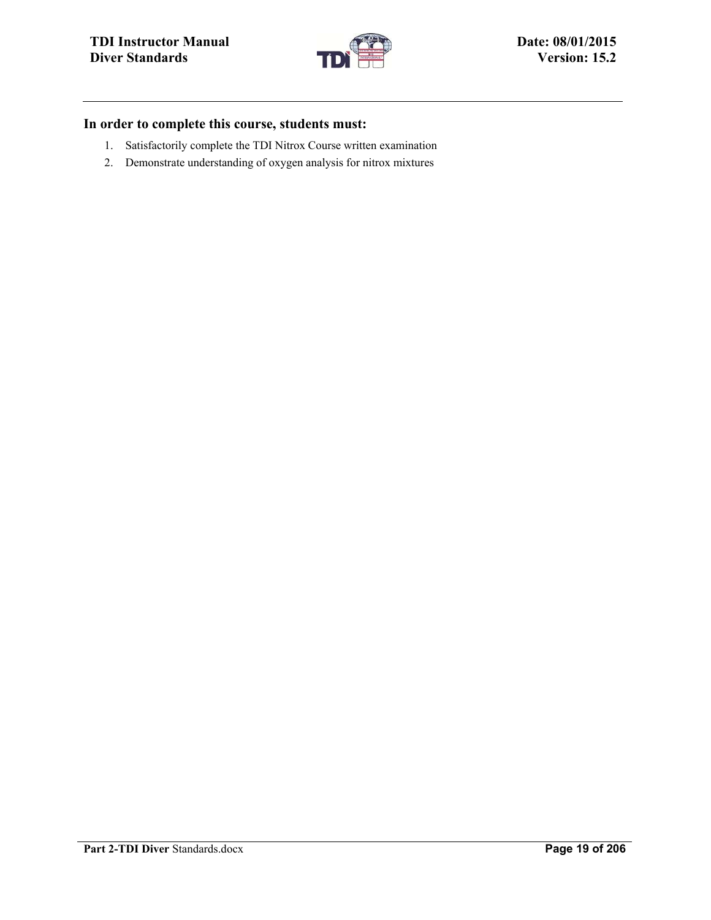**In order to complete this course, students must:**

1. Satisfactorily complete the TDI Nitrox Course written examination
2. Demonstrate understanding of oxygen analysis for nitrox mixtures